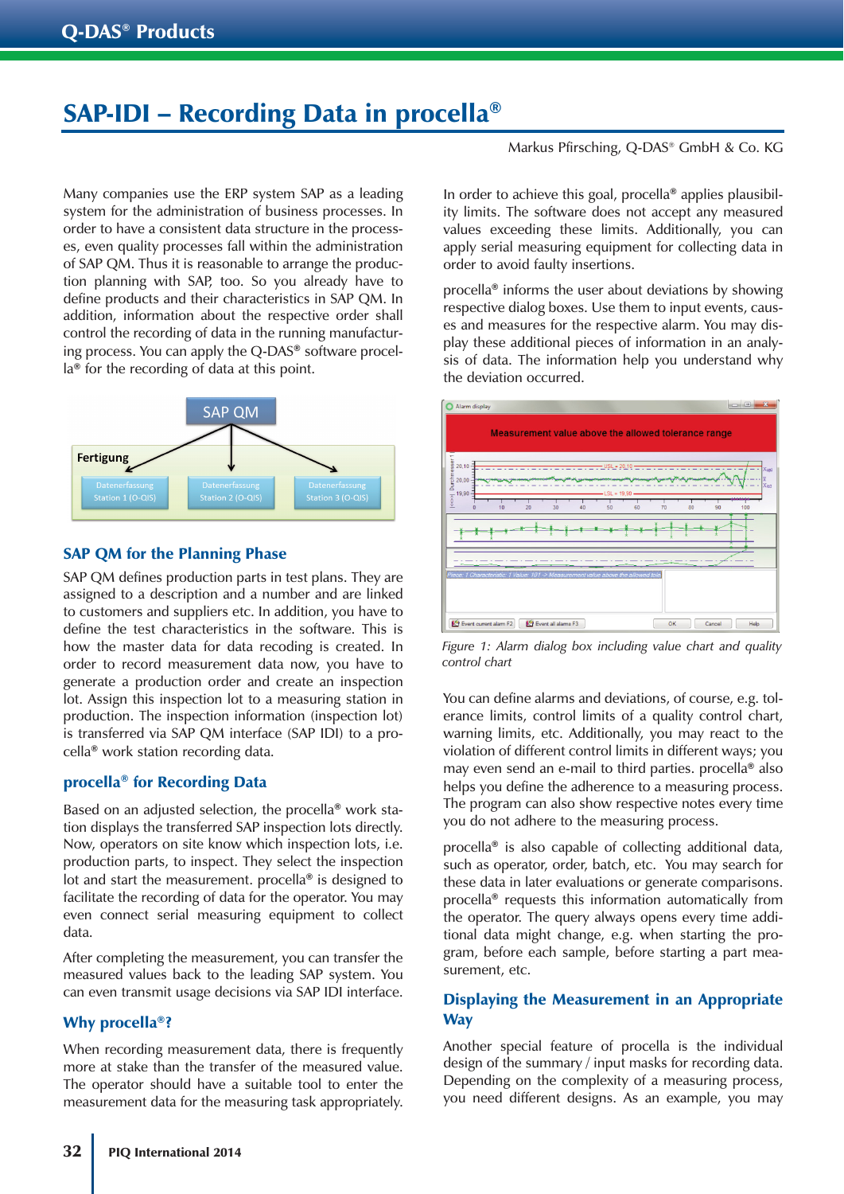# SAP-IDI – Recording Data in procella®

Markus Pfirsching, Q-DAS® GmbH & Co. KG

Many companies use the ERP system SAP as a leading system for the administration of business processes. In order to have a consistent data structure in the processes, even quality processes fall within the administration of SAP QM. Thus it is reasonable to arrange the production planning with SAP, too. So you already have to define products and their characteristics in SAP QM. In addition, information about the respective order shall control the recording of data in the running manufacturing process. You can apply the Q-DAS® software procella® for the recording of data at this point.

## SAP QM for the Planning Phase

SAP QM defines production parts in test plans. They are assigned to a description and a number and are linked to customers and suppliers etc. In addition, you have to define the test characteristics in the software. This is how the master data for data recoding is created. In order to record measurement data now, you have to generate a production order and create an inspection lot. Assign this inspection lot to a measuring station in production. The inspection information (inspection lot) is transferred via SAP QM interface (SAP IDI) to a procella® work station recording data.

## procella® for Recording Data

Based on an adjusted selection, the procella® work station displays the transferred SAP inspection lots directly. Now, operators on site know which inspection lots, i.e. production parts, to inspect. They select the inspection lot and start the measurement. procella® is designed to facilitate the recording of data for the operator. You may even connect serial measuring equipment to collect data.

After completing the measurement, you can transfer the measured values back to the leading SAP system. You can even transmit usage decisions via SAP IDI interface.

## Why procella®?

When recording measurement data, there is frequently more at stake than the transfer of the measured value. The operator should have a suitable tool to enter the measurement data for the measuring task appropriately.

In order to achieve this goal, procella® applies plausibility limits. The software does not accept any measured values exceeding these limits. Additionally, you can apply serial measuring equipment for collecting data in order to avoid faulty insertions.

procella® informs the user about deviations by showing respective dialog boxes. Use them to input events, causes and measures for the respective alarm. You may display these additional pieces of information in an analysis of data. The information help you understand why the deviation occurred.

*Figure 1: Alarm dialog box including value chart and quality control chart*

You can define alarms and deviations, of course, e.g. tolerance limits, control limits of a quality control chart, warning limits, etc. Additionally, you may react to the violation of different control limits in different ways; you may even send an e-mail to third parties. procella® also helps you define the adherence to a measuring process. The program can also show respective notes every time you do not adhere to the measuring process.

procella® is also capable of collecting additional data, such as operator, order, batch, etc. You may search for these data in later evaluations or generate comparisons. procella® requests this information automatically from the operator. The query always opens every time additional data might change, e.g. when starting the program, before each sample, before starting a part measurement, etc.

## Displaying the Measurement in an Appropriate Way

Another special feature of procella is the individual design of the summary / input masks for recording data. Depending on the complexity of a measuring process, you need different designs. As an example, you may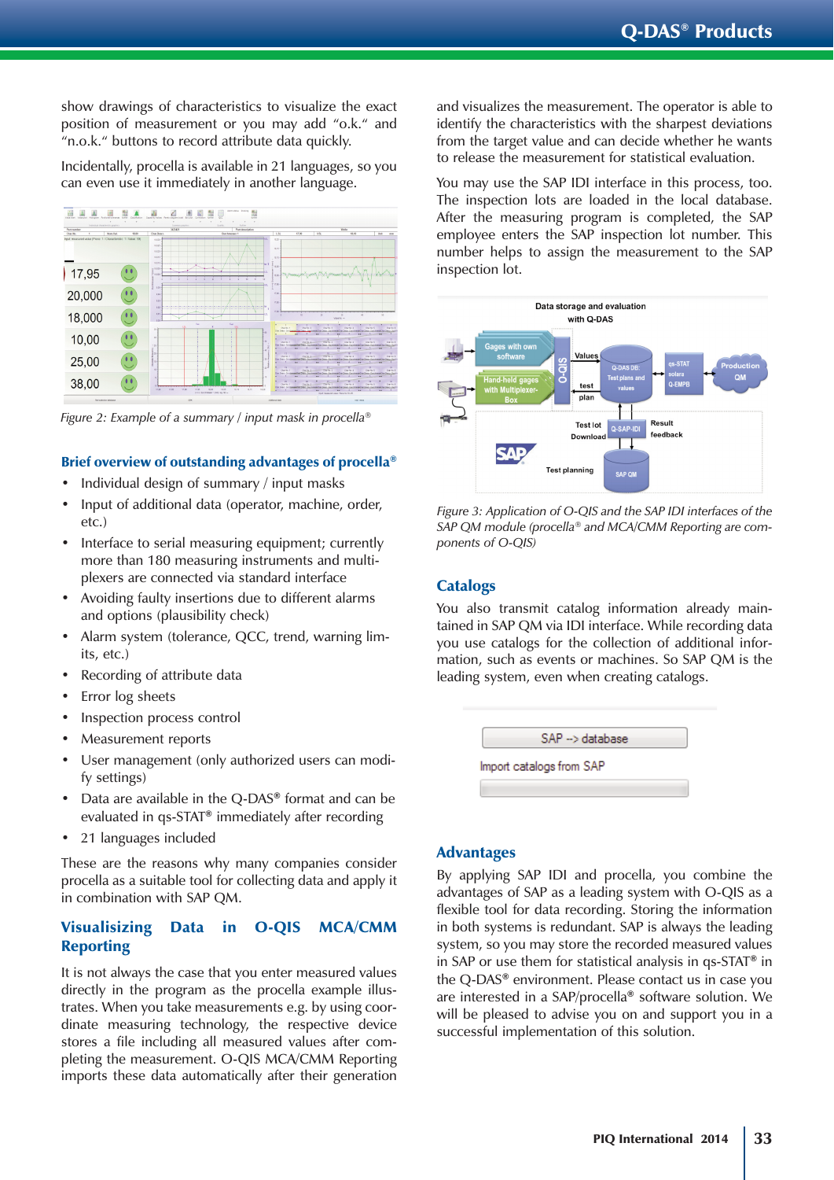show drawings of characteristics to visualize the exact position of measurement or you may add "o.k." and "n.o.k." buttons to record attribute data quickly.

Incidentally, procella is available in 21 languages, so you can even use it immediately in another language.

17,95
20,000
18,000
10,00
25,00
38,00

*Figure 2: Example of a summary / input mask in procella®*

### Brief overview of outstanding advantages of procella®

- Individual design of summary / input masks
- Input of additional data (operator, machine, order, etc.)
- Interface to serial measuring equipment; currently more than 180 measuring instruments and multiplexers are connected via standard interface
- Avoiding faulty insertions due to different alarms and options (plausibility check)
- Alarm system (tolerance, QCC, trend, warning limits, etc.)
- Recording of attribute data
- Error log sheets
- Inspection process control
- Measurement reports
- User management (only authorized users can modify settings)
- Data are available in the Q-DAS® format and can be evaluated in qs-STAT® immediately after recording
- 21 languages included

These are the reasons why many companies consider procella as a suitable tool for collecting data and apply it in combination with SAP QM.

### Visualising Data in O-QIS MCA/CMM Reporting

It is not always the case that you enter measured values directly in the program as the procella example illustrates. When you take measurements e.g. by using coordinate measuring technology, the respective device stores a file including all measured values after completing the measurement. O-QIS MCA/CMM Reporting imports these data automatically after their generation and visualizes the measurement. The operator is able to identify the characteristics with the sharpest deviations from the target value and can decide whether he wants to release the measurement for statistical evaluation.

You may use the SAP IDI interface in this process, too. The inspection lots are loaded in the local database. After the measuring program is completed, the SAP employee enters the SAP inspection lot number. This number helps to assign the measurement to the SAP inspection lot.

Data storage and evaluation
with Q-DAS
Gages with own software
Hand-held gages with Multiplexer-Box
O-QIS
Values
test plan
Q-DAS DB: Test plans and values
qs-STAT solara Q-EMPB
Production QM
Test lot Download
Q-SAP-IDI
Result feedback
SAP
Test planning
SAP QM

*Figure 3: Application of O-QIS and the SAP IDI interfaces of the SAP QM module (procella® and MCA/CMM Reporting are components of O-QIS)*

### Catalogs

You also transmit catalog information already maintained in SAP QM via IDI interface. While recording data you use catalogs for the collection of additional information, such as events or machines. So SAP QM is the leading system, even when creating catalogs.

SAP --> database
Import catalogs from SAP

### Advantages

By applying SAP IDI and procella, you combine the advantages of SAP as a leading system with O-QIS as a flexible tool for data recording. Storing the information in both systems is redundant. SAP is always the leading system, so you may store the recorded measured values in SAP or use them for statistical analysis in qs-STAT® in the Q-DAS® environment. Please contact us in case you are interested in a SAP/procella® software solution. We will be pleased to advise you on and support you in a successful implementation of this solution.